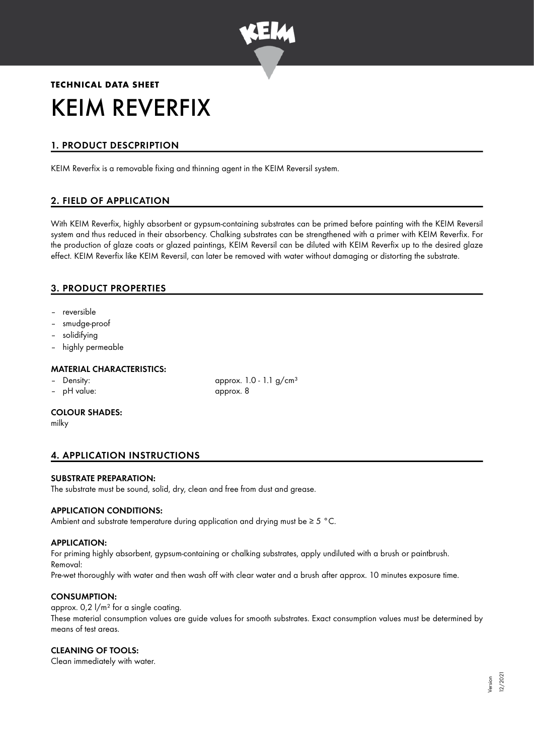**TECHNICAL DATA SHEET**

# KEIM REVERFIX

## 1. PRODUCT DESCPRIPTION

KEIM Reverfix is a removable fixing and thinning agent in the KEIM Reversil system.

## 2. FIELD OF APPLICATION

With KEIM Reverfix, highly absorbent or gypsum-containing substrates can be primed before painting with the KEIM Reversil system and thus reduced in their absorbency. Chalking substrates can be strengthened with a primer with KEIM Reverfix. For the production of glaze coats or glazed paintings, KEIM Reversil can be diluted with KEIM Reverfix up to the desired glaze effect. KEIM Reverfix like KEIM Reversil, can later be removed with water without damaging or distorting the substrate.

## 3. PRODUCT PROPERTIES

- reversible
- smudge-proof
- solidifying
- highly permeable

### MATERIAL CHARACTERISTICS:

- Density: approx. 1.0 - 1.1 g/cm³
- pH value: approx. 8

### COLOUR SHADES:

milky

## 4. APPLICATION INSTRUCTIONS

### SUBSTRATE PREPARATION:

The substrate must be sound, solid, dry, clean and free from dust and grease.

### APPLICATION CONDITIONS:

Ambient and substrate temperature during application and drying must be ≥ 5 °C.

### APPLICATION:

For priming highly absorbent, gypsum-containing or chalking substrates, apply undiluted with a brush or paintbrush.
Removal:
Pre-wet thoroughly with water and then wash off with clear water and a brush after approx. 10 minutes exposure time.

### CONSUMPTION:

approx. 0,2 l/m² for a single coating.
These material consumption values are guide values for smooth substrates. Exact consumption values must be determined by means of test areas.

### CLEANING OF TOOLS:

Clean immediately with water.

Version 12/2021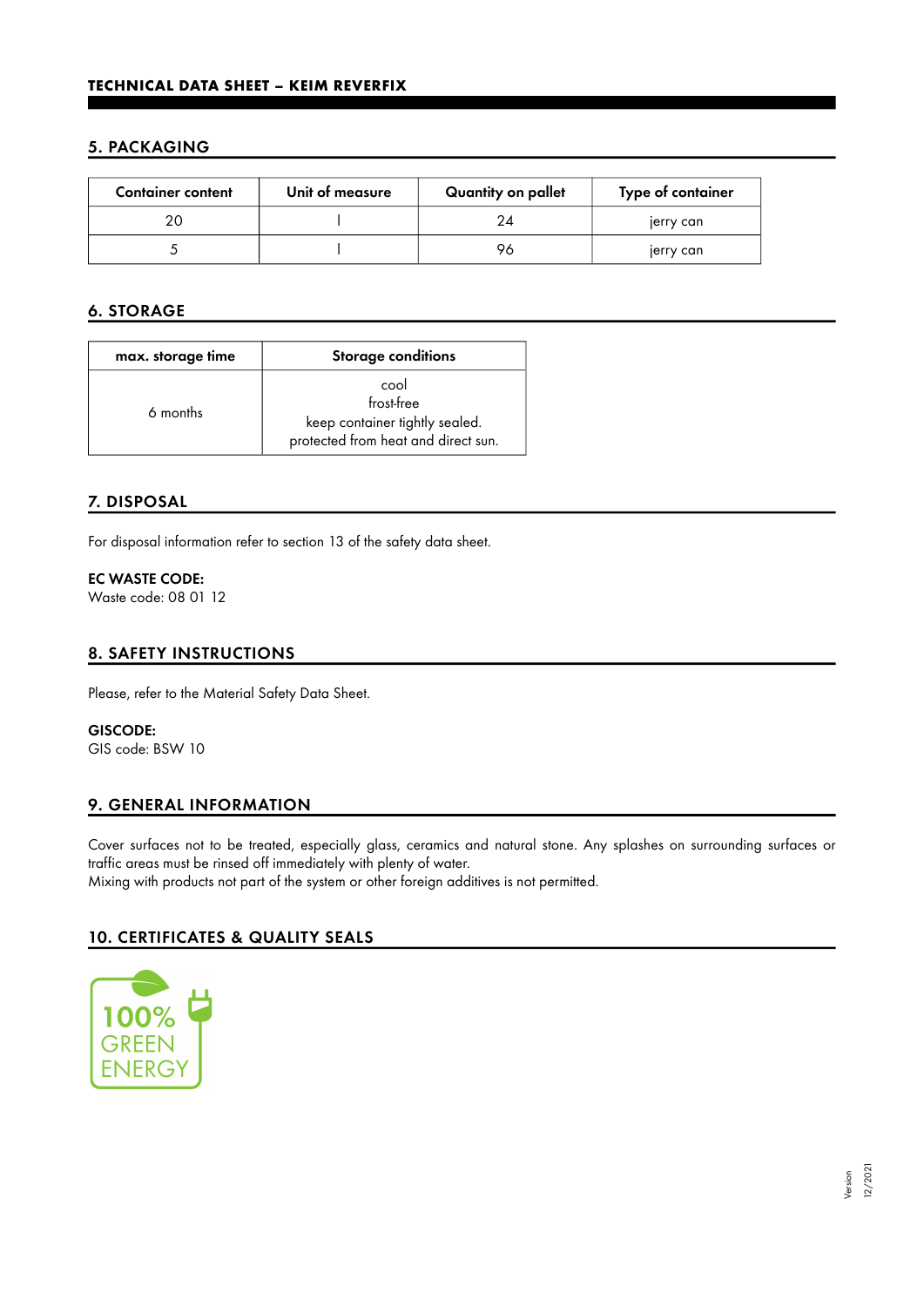**TECHNICAL DATA SHEET – KEIM REVERFIX**

## 5. PACKAGING

| Container content | Unit of measure | Quantity on pallet | Type of container |
|---|---|---|---|
| 20 | l | 24 | jerry can |
| 5 | l | 96 | jerry can |

## 6. STORAGE

| max. storage time | Storage conditions |
|---|---|
| 6 months | cool<br>frost-free<br>keep container tightly sealed.<br>protected from heat and direct sun. |

## 7. DISPOSAL

For disposal information refer to section 13 of the safety data sheet.

**EC WASTE CODE:**
Waste code: 08 01 12

## 8. SAFETY INSTRUCTIONS

Please, refer to the Material Safety Data Sheet.

**GISCODE:**
GIS code: BSW 10

## 9. GENERAL INFORMATION

Cover surfaces not to be treated, especially glass, ceramics and natural stone. Any splashes on surrounding surfaces or traffic areas must be rinsed off immediately with plenty of water.
Mixing with products not part of the system or other foreign additives is not permitted.

## 10. CERTIFICATES & QUALITY SEALS

100% GREEN ENERGY

Version 12/2021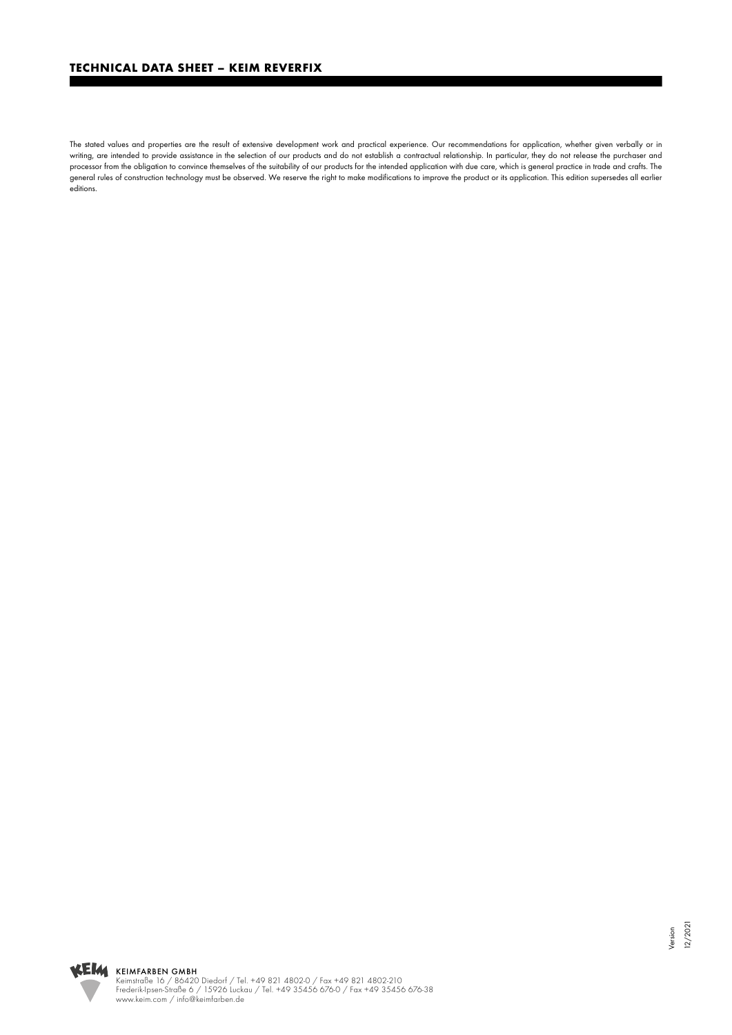The stated values and properties are the result of extensive development work and practical experience. Our recommendations for application, whether given verbally or in writing, are intended to provide assistance in the selection of our products and do not establish a contractual relationship. In particular, they do not release the purchaser and processor from the obligation to convince themselves of the suitability of our products for the intended application with due care, which is general practice in trade and crafts. The general rules of construction technology must be observed. We reserve the right to make modifications to improve the product or its application. This edition supersedes all earlier editions.